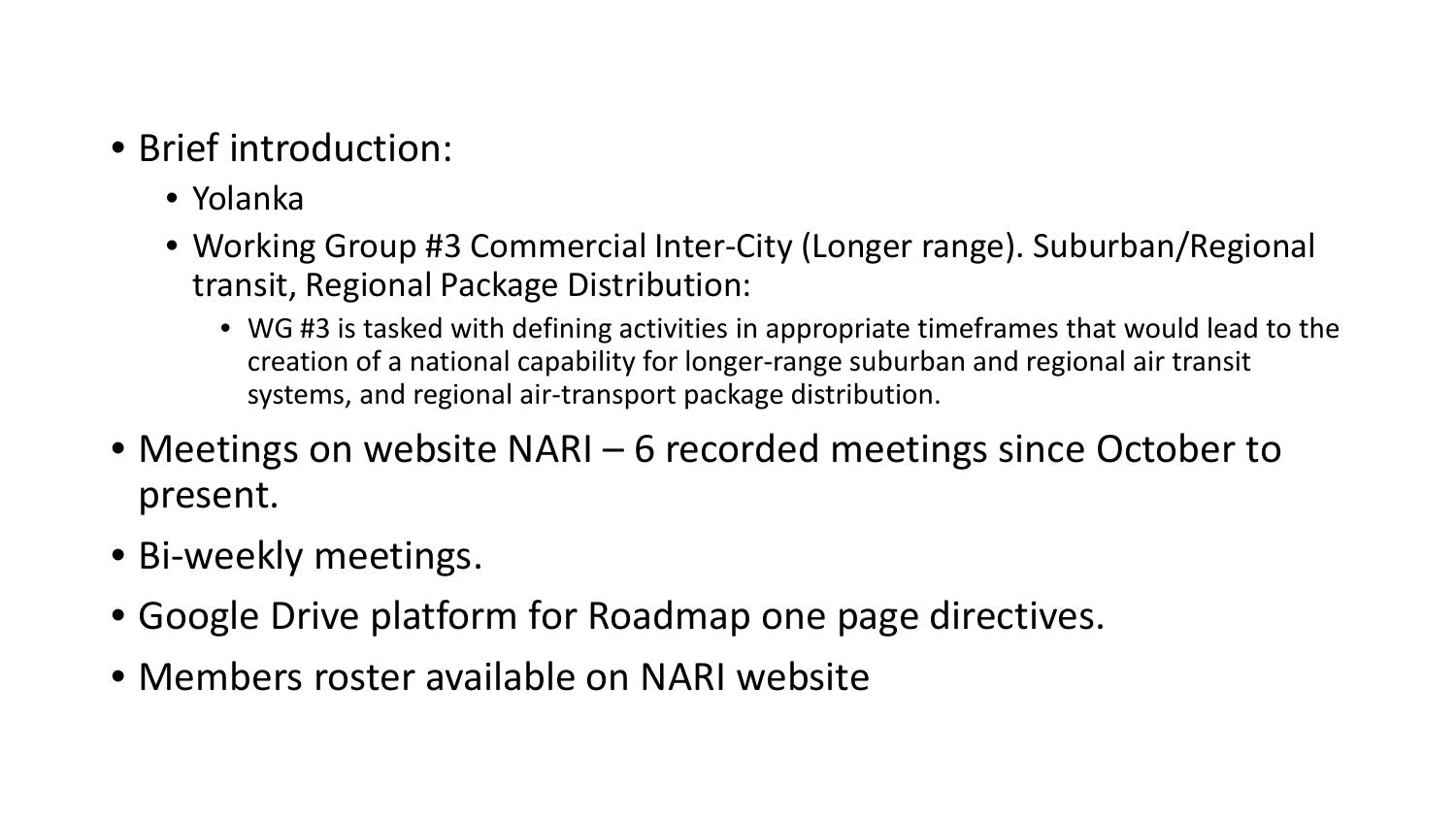- Brief introduction:
  - Yolanka
  - Working Group #3 Commercial Inter-City (Longer range). Suburban/Regional transit, Regional Package Distribution:
    - WG #3 is tasked with defining activities in appropriate timeframes that would lead to the creation of a national capability for longer-range suburban and regional air transit systems, and regional air-transport package distribution.
- Meetings on website NARI – 6 recorded meetings since October to present.
- Bi-weekly meetings.
- Google Drive platform for Roadmap one page directives.
- Members roster available on NARI website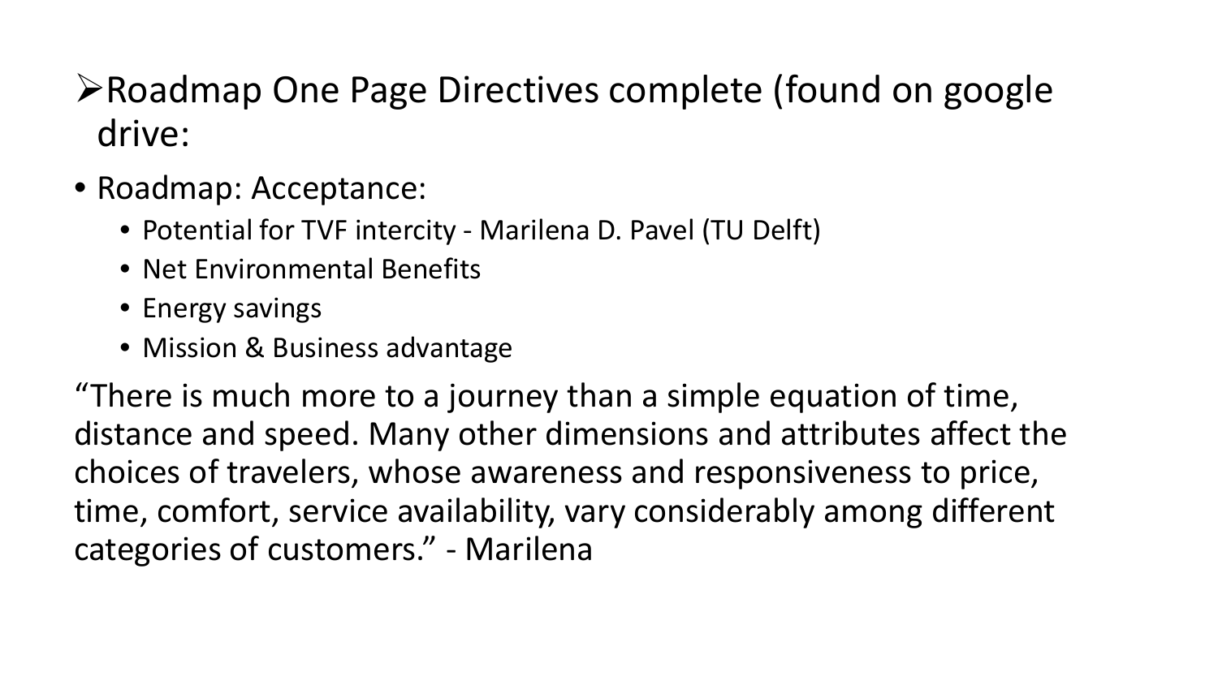- Roadmap One Page Directives complete (found on google drive:

- Roadmap: Acceptance:
  - Potential for TVF intercity - Marilena D. Pavel (TU Delft)
  - Net Environmental Benefits
  - Energy savings
  - Mission & Business advantage

“There is much more to a journey than a simple equation of time, distance and speed. Many other dimensions and attributes affect the choices of travelers, whose awareness and responsiveness to price, time, comfort, service availability, vary considerably among different categories of customers.” - Marilena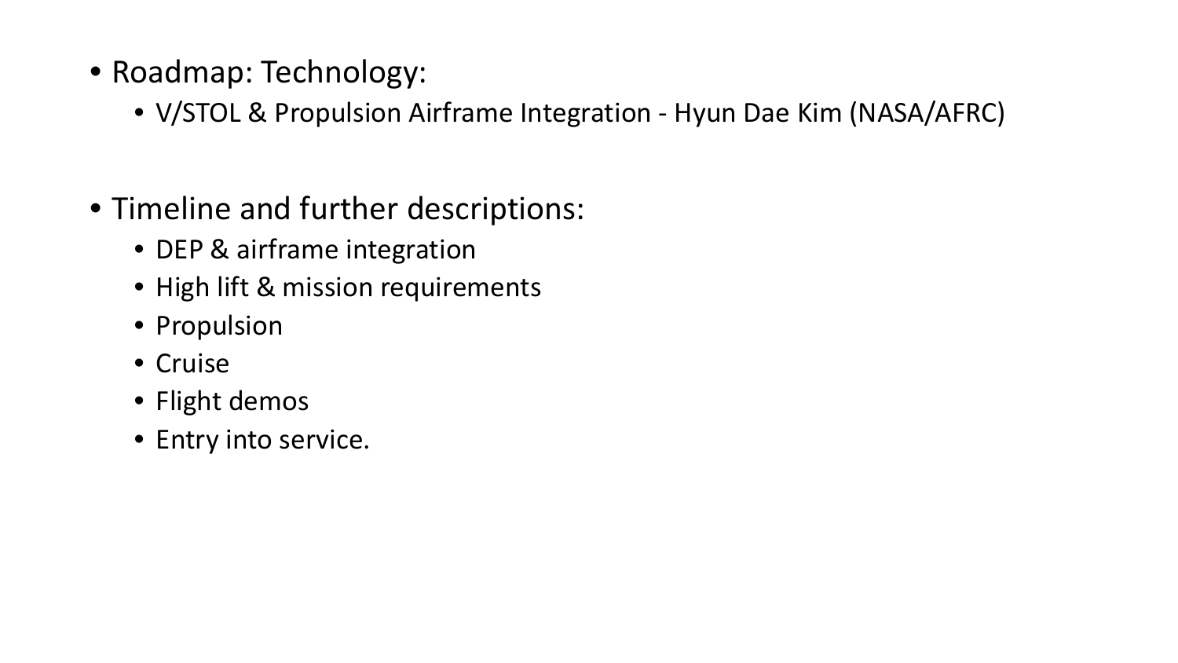- Roadmap: Technology:
  - V/STOL & Propulsion Airframe Integration - Hyun Dae Kim (NASA/AFRC)

- Timeline and further descriptions:
  - DEP & airframe integration
  - High lift & mission requirements
  - Propulsion
  - Cruise
  - Flight demos
  - Entry into service.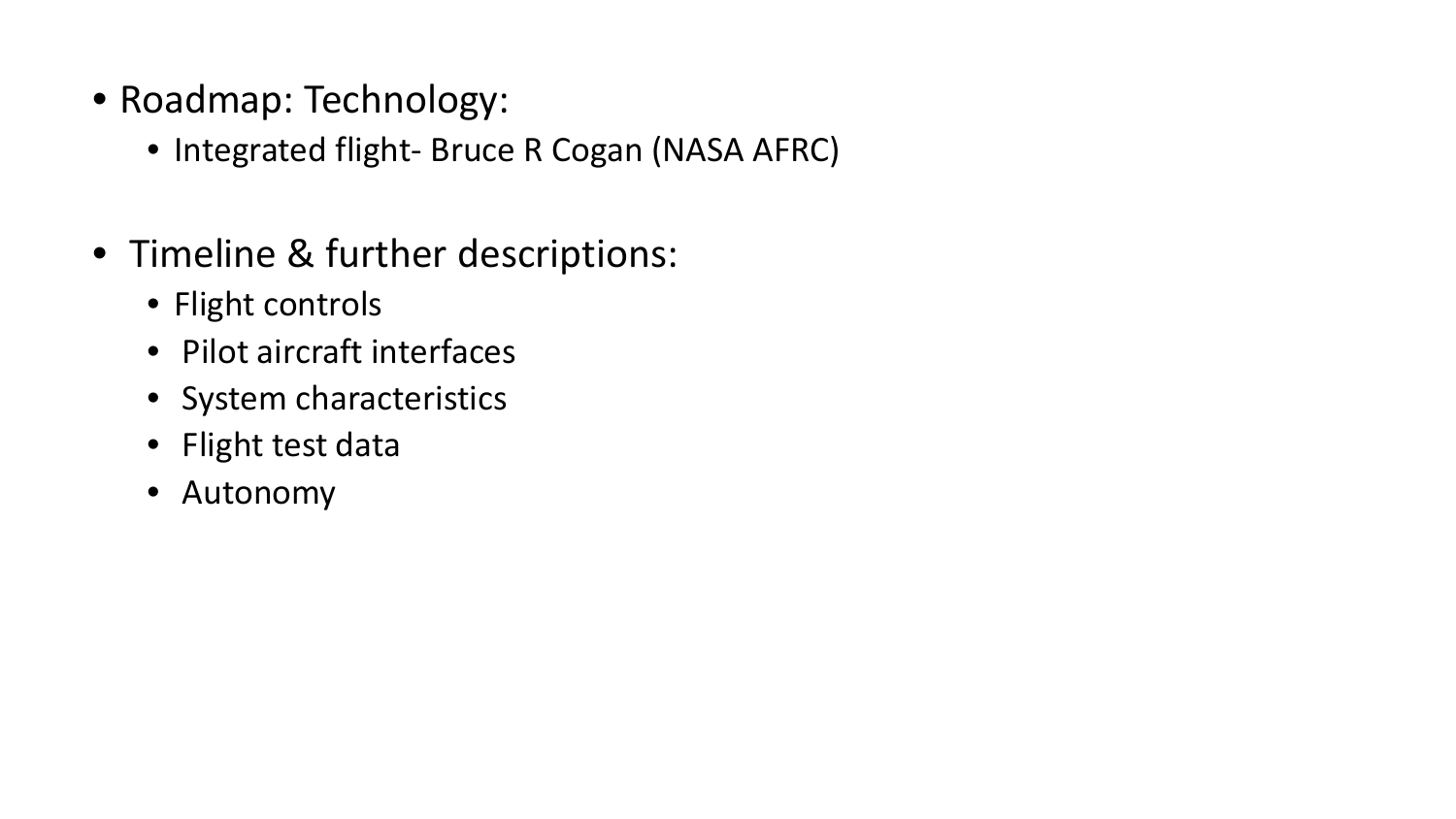- Roadmap: Technology:
  - Integrated flight- Bruce R Cogan (NASA AFRC)

- Timeline & further descriptions:
  - Flight controls
  - Pilot aircraft interfaces
  - System characteristics
  - Flight test data
  - Autonomy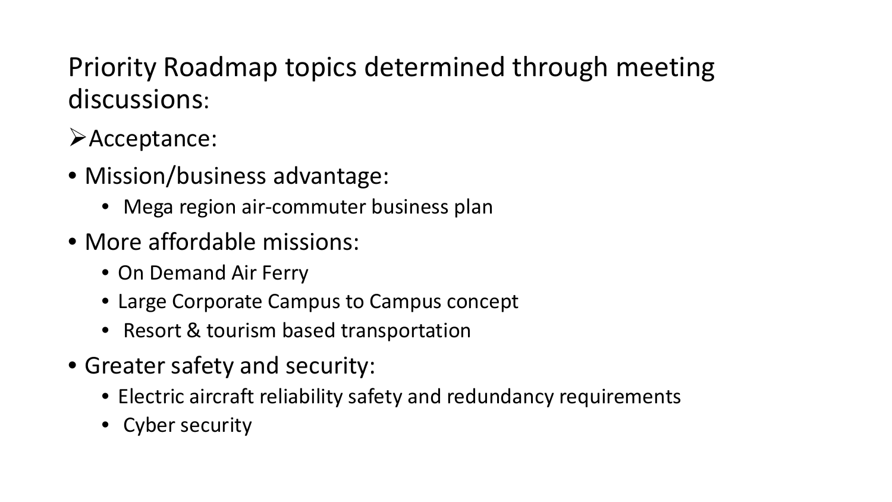# Priority Roadmap topics determined through meeting discussions:

- Acceptance:
- Mission/business advantage:
  - Mega region air-commuter business plan
- More affordable missions:
  - On Demand Air Ferry
  - Large Corporate Campus to Campus concept
  - Resort & tourism based transportation
- Greater safety and security:
  - Electric aircraft reliability safety and redundancy requirements
  - Cyber security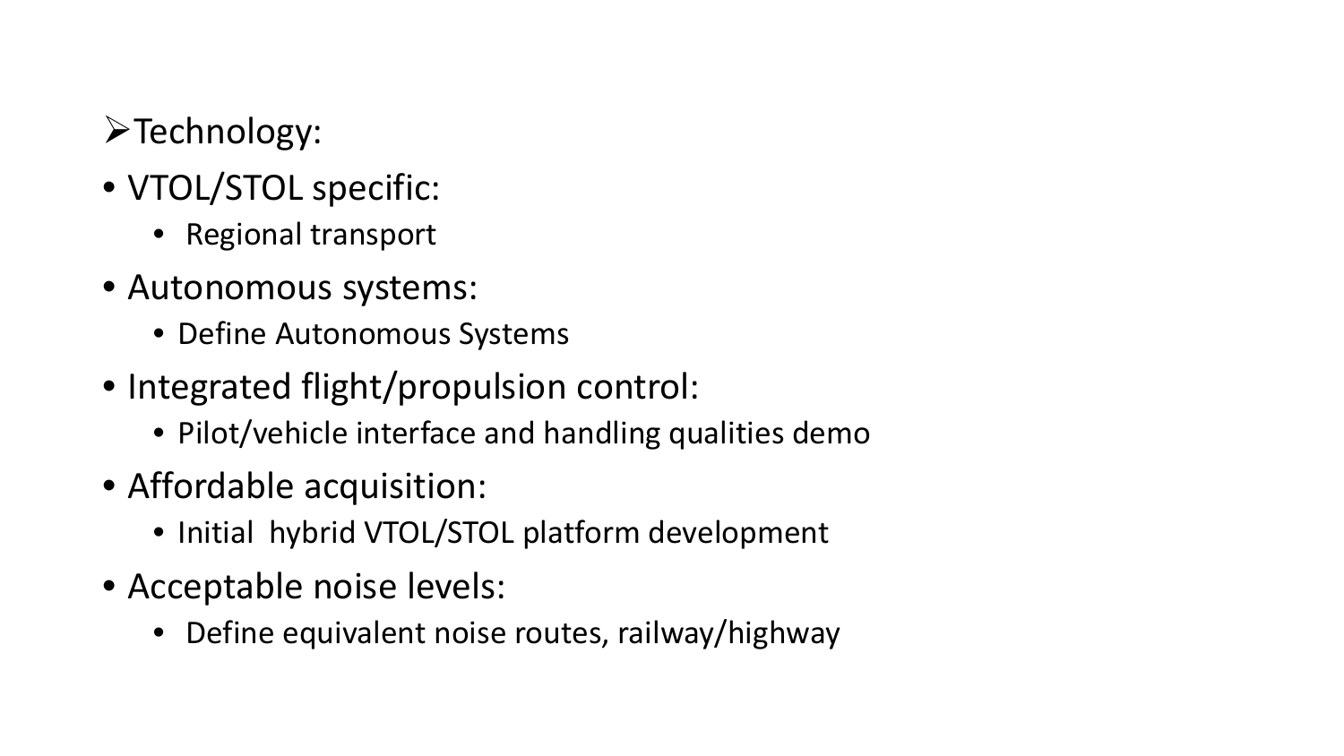## ➢Technology:

- VTOL/STOL specific:
  - Regional transport
- Autonomous systems:
  - Define Autonomous Systems
- Integrated flight/propulsion control:
  - Pilot/vehicle interface and handling qualities demo
- Affordable acquisition:
  - Initial hybrid VTOL/STOL platform development
- Acceptable noise levels:
  - Define equivalent noise routes, railway/highway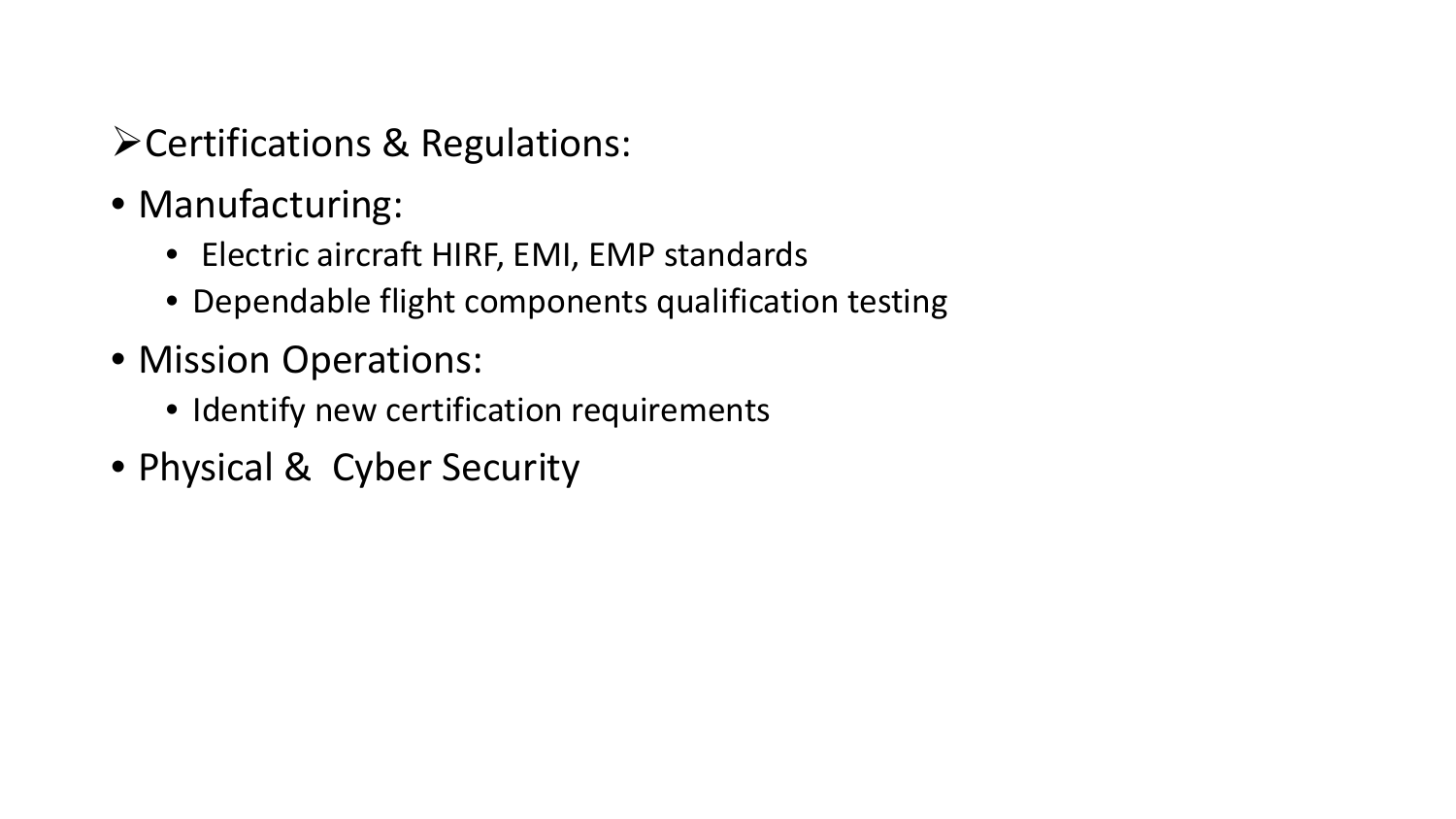- ➢Certifications & Regulations:
- Manufacturing:
  - Electric aircraft HIRF, EMI, EMP standards
  - Dependable flight components qualification testing
- Mission Operations:
  - Identify new certification requirements
- Physical & Cyber Security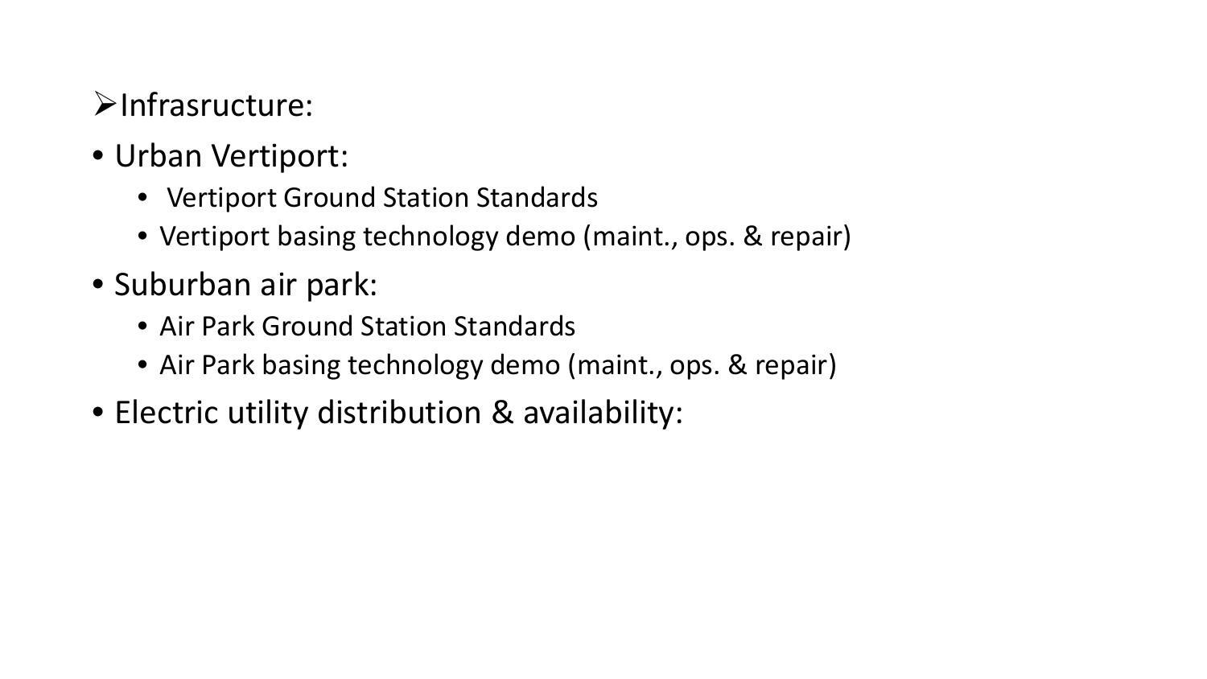- Infrasructure:

- Urban Vertiport:
  - Vertiport Ground Station Standards
  - Vertiport basing technology demo (maint., ops. & repair)
- Suburban air park:
  - Air Park Ground Station Standards
  - Air Park basing technology demo (maint., ops. & repair)
- Electric utility distribution & availability: